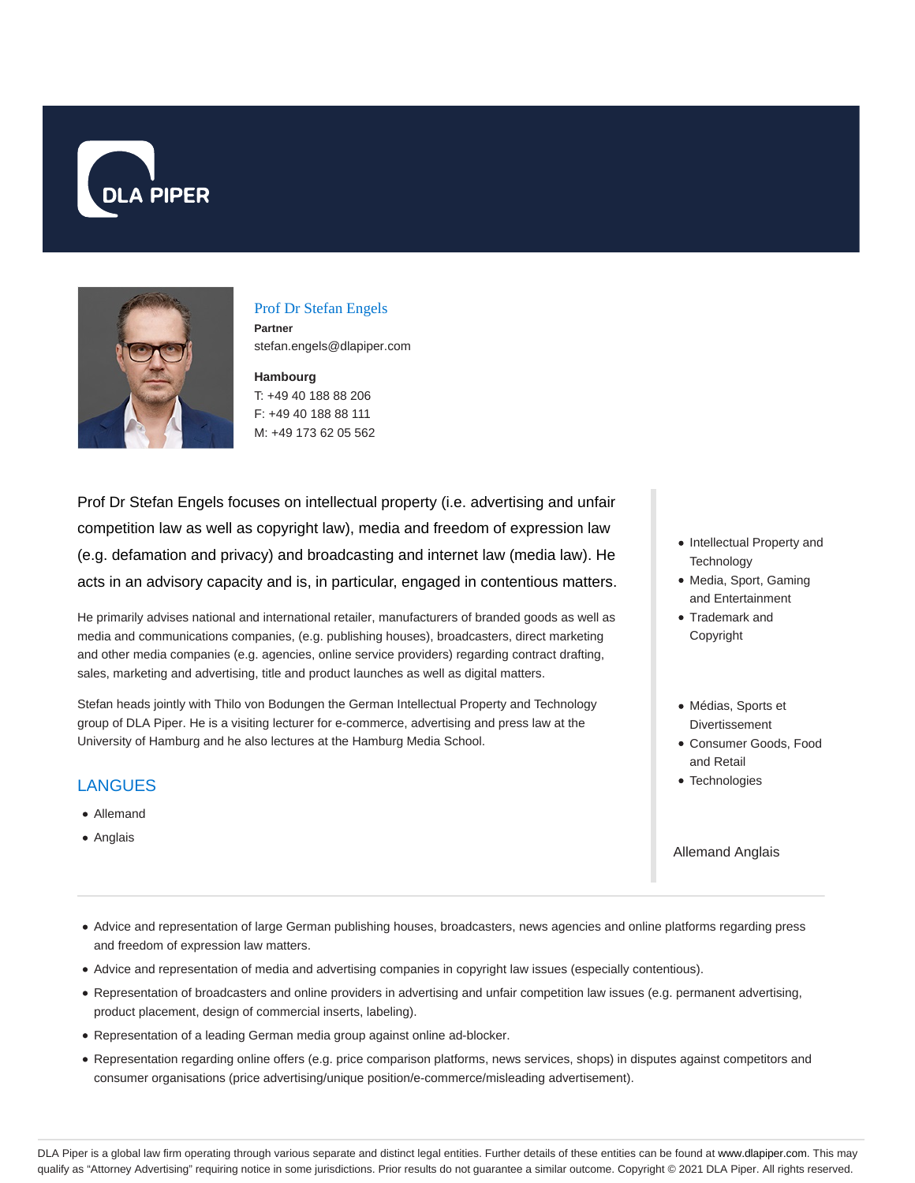# Prof Dr Stefan Engels

**Partner**

stefan.engels@dlapiper.com

**Hambourg**

T: +49 40 188 88 206

F: +49 40 188 88 111

M: +49 173 62 05 562

Prof Dr Stefan Engels focuses on intellectual property (i.e. advertising and unfair competition law as well as copyright law), media and freedom of expression law (e.g. defamation and privacy) and broadcasting and internet law (media law). He acts in an advisory capacity and is, in particular, engaged in contentious matters.

He primarily advises national and international retailer, manufacturers of branded goods as well as media and communications companies, (e.g. publishing houses), broadcasters, direct marketing and other media companies (e.g. agencies, online service providers) regarding contract drafting, sales, marketing and advertising, title and product launches as well as digital matters.

Stefan heads jointly with Thilo von Bodungen the German Intellectual Property and Technology group of DLA Piper. He is a visiting lecturer for e-commerce, advertising and press law at the University of Hamburg and he also lectures at the Hamburg Media School.

## LANGUES

- Allemand
- Anglais

- Intellectual Property and Technology
- Media, Sport, Gaming and Entertainment
- Trademark and Copyright

- Médias, Sports et Divertissement
- Consumer Goods, Food and Retail
- Technologies

Allemand Anglais

---

- Advice and representation of large German publishing houses, broadcasters, news agencies and online platforms regarding press and freedom of expression law matters.
- Advice and representation of media and advertising companies in copyright law issues (especially contentious).
- Representation of broadcasters and online providers in advertising and unfair competition law issues (e.g. permanent advertising, product placement, design of commercial inserts, labeling).
- Representation of a leading German media group against online ad-blocker.
- Representation regarding online offers (e.g. price comparison platforms, news services, shops) in disputes against competitors and consumer organisations (price advertising/unique position/e-commerce/misleading advertisement).

DLA Piper is a global law firm operating through various separate and distinct legal entities. Further details of these entities can be found at www.dlapiper.com. This may qualify as "Attorney Advertising" requiring notice in some jurisdictions. Prior results do not guarantee a similar outcome. Copyright © 2021 DLA Piper. All rights reserved.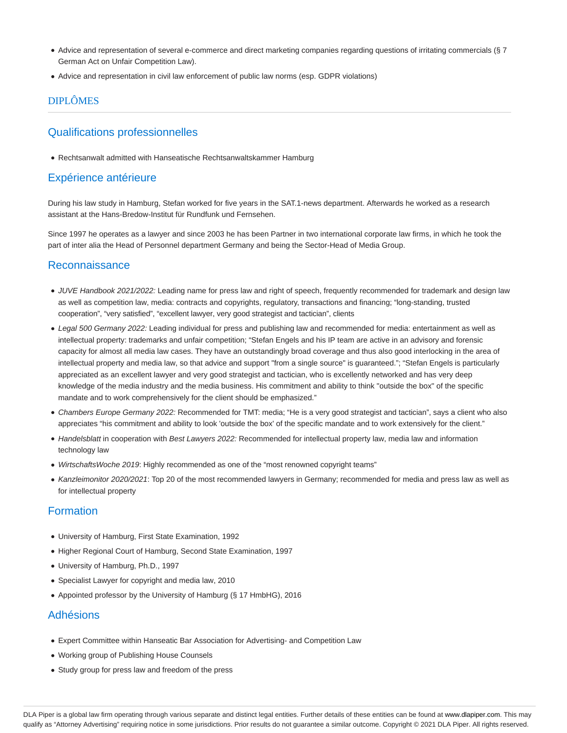- Advice and representation of several e-commerce and direct marketing companies regarding questions of irritating commercials (§ 7 German Act on Unfair Competition Law).
- Advice and representation in civil law enforcement of public law norms (esp. GDPR violations)

## DIPLÔMES

### Qualifications professionnelles

- Rechtsanwalt admitted with Hanseatische Rechtsanwaltskammer Hamburg

### Expérience antérieure

During his law study in Hamburg, Stefan worked for five years in the SAT.1-news department. Afterwards he worked as a research assistant at the Hans-Bredow-Institut für Rundfunk und Fernsehen.

Since 1997 he operates as a lawyer and since 2003 he has been Partner in two international corporate law firms, in which he took the part of inter alia the Head of Personnel department Germany and being the Sector-Head of Media Group.

### Reconnaissance

- *JUVE Handbook 2021/2022:* Leading name for press law and right of speech, frequently recommended for trademark and design law as well as competition law, media: contracts and copyrights, regulatory, transactions and financing; "long-standing, trusted cooperation", "very satisfied", "excellent lawyer, very good strategist and tactician", clients
- *Legal 500 Germany 2022:* Leading individual for press and publishing law and recommended for media: entertainment as well as intellectual property: trademarks and unfair competition; "Stefan Engels and his IP team are active in an advisory and forensic capacity for almost all media law cases. They have an outstandingly broad coverage and thus also good interlocking in the area of intellectual property and media law, so that advice and support "from a single source" is guaranteed."; "Stefan Engels is particularly appreciated as an excellent lawyer and very good strategist and tactician, who is excellently networked and has very deep knowledge of the media industry and the media business. His commitment and ability to think "outside the box" of the specific mandate and to work comprehensively for the client should be emphasized."
- *Chambers Europe Germany 2022:* Recommended for TMT: media; "He is a very good strategist and tactician", says a client who also appreciates "his commitment and ability to look 'outside the box' of the specific mandate and to work extensively for the client."
- *Handelsblatt* in cooperation with *Best Lawyers 2022:* Recommended for intellectual property law, media law and information technology law
- *WirtschaftsWoche 2019*: Highly recommended as one of the "most renowned copyright teams"
- *Kanzleimonitor 2020/2021*: Top 20 of the most recommended lawyers in Germany; recommended for media and press law as well as for intellectual property

### Formation

- University of Hamburg, First State Examination, 1992
- Higher Regional Court of Hamburg, Second State Examination, 1997
- University of Hamburg, Ph.D., 1997
- Specialist Lawyer for copyright and media law, 2010
- Appointed professor by the University of Hamburg (§ 17 HmbHG), 2016

### Adhésions

- Expert Committee within Hanseatic Bar Association for Advertising- and Competition Law
- Working group of Publishing House Counsels
- Study group for press law and freedom of the press

DLA Piper is a global law firm operating through various separate and distinct legal entities. Further details of these entities can be found at www.dlapiper.com. This may qualify as "Attorney Advertising" requiring notice in some jurisdictions. Prior results do not guarantee a similar outcome. Copyright © 2021 DLA Piper. All rights reserved.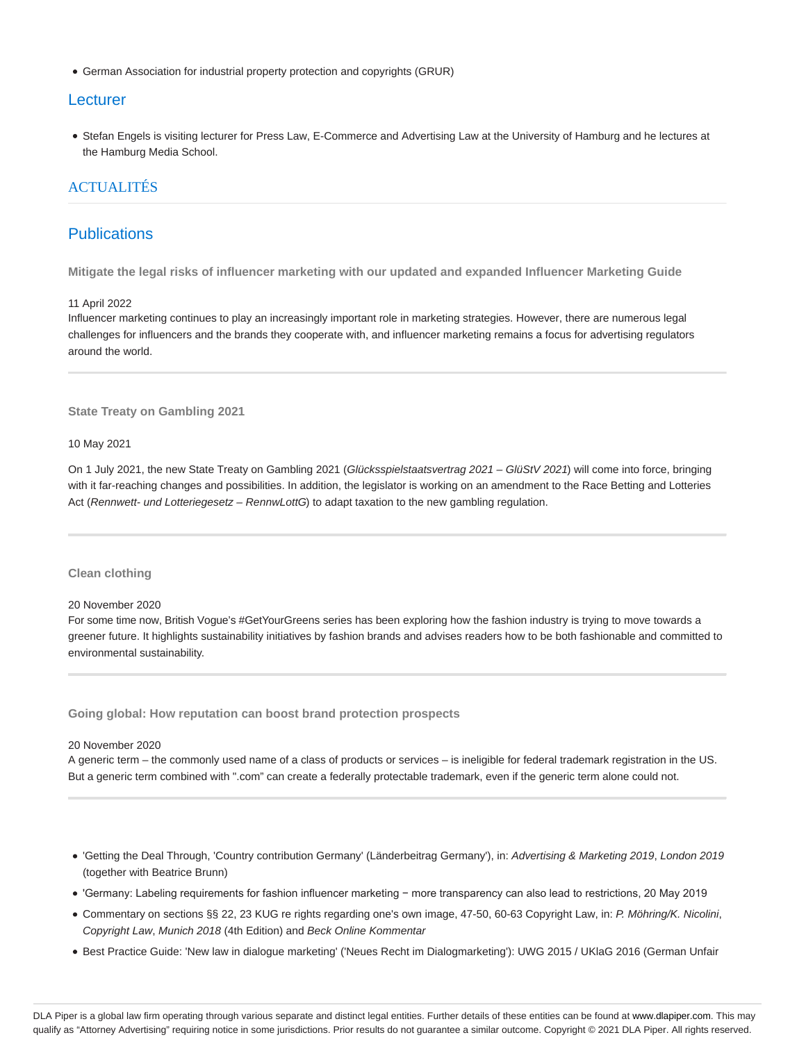- German Association for industrial property protection and copyrights (GRUR)

## Lecturer

- Stefan Engels is visiting lecturer for Press Law, E-Commerce and Advertising Law at the University of Hamburg and he lectures at the Hamburg Media School.

## ACTUALITÉS

## Publications

**Mitigate the legal risks of influencer marketing with our updated and expanded Influencer Marketing Guide**

11 April 2022
Influencer marketing continues to play an increasingly important role in marketing strategies. However, there are numerous legal challenges for influencers and the brands they cooperate with, and influencer marketing remains a focus for advertising regulators around the world.

---

**State Treaty on Gambling 2021**

10 May 2021

On 1 July 2021, the new State Treaty on Gambling 2021 (*Glücksspielstaatsvertrag 2021 – GlüStV 2021*) will come into force, bringing with it far-reaching changes and possibilities. In addition, the legislator is working on an amendment to the Race Betting and Lotteries Act (*Rennwett- und Lotteriegesetz – RennwLottG*) to adapt taxation to the new gambling regulation.

---

**Clean clothing**

20 November 2020
For some time now, British Vogue's #GetYourGreens series has been exploring how the fashion industry is trying to move towards a greener future. It highlights sustainability initiatives by fashion brands and advises readers how to be both fashionable and committed to environmental sustainability.

---

**Going global: How reputation can boost brand protection prospects**

20 November 2020
A generic term – the commonly used name of a class of products or services – is ineligible for federal trademark registration in the US. But a generic term combined with ".com" can create a federally protectable trademark, even if the generic term alone could not.

---

- 'Getting the Deal Through, 'Country contribution Germany' (Länderbeitrag Germany'), in: *Advertising & Marketing 2019*, *London 2019* (together with Beatrice Brunn)
- 'Germany: Labeling requirements for fashion influencer marketing − more transparency can also lead to restrictions, 20 May 2019
- Commentary on sections §§ 22, 23 KUG re rights regarding one's own image, 47-50, 60-63 Copyright Law, in: *P. Möhring/K. Nicolini*, *Copyright Law*, *Munich 2018* (4th Edition) and *Beck Online Kommentar*
- Best Practice Guide: 'New law in dialogue marketing' ('Neues Recht im Dialogmarketing'): UWG 2015 / UKlaG 2016 (German Unfair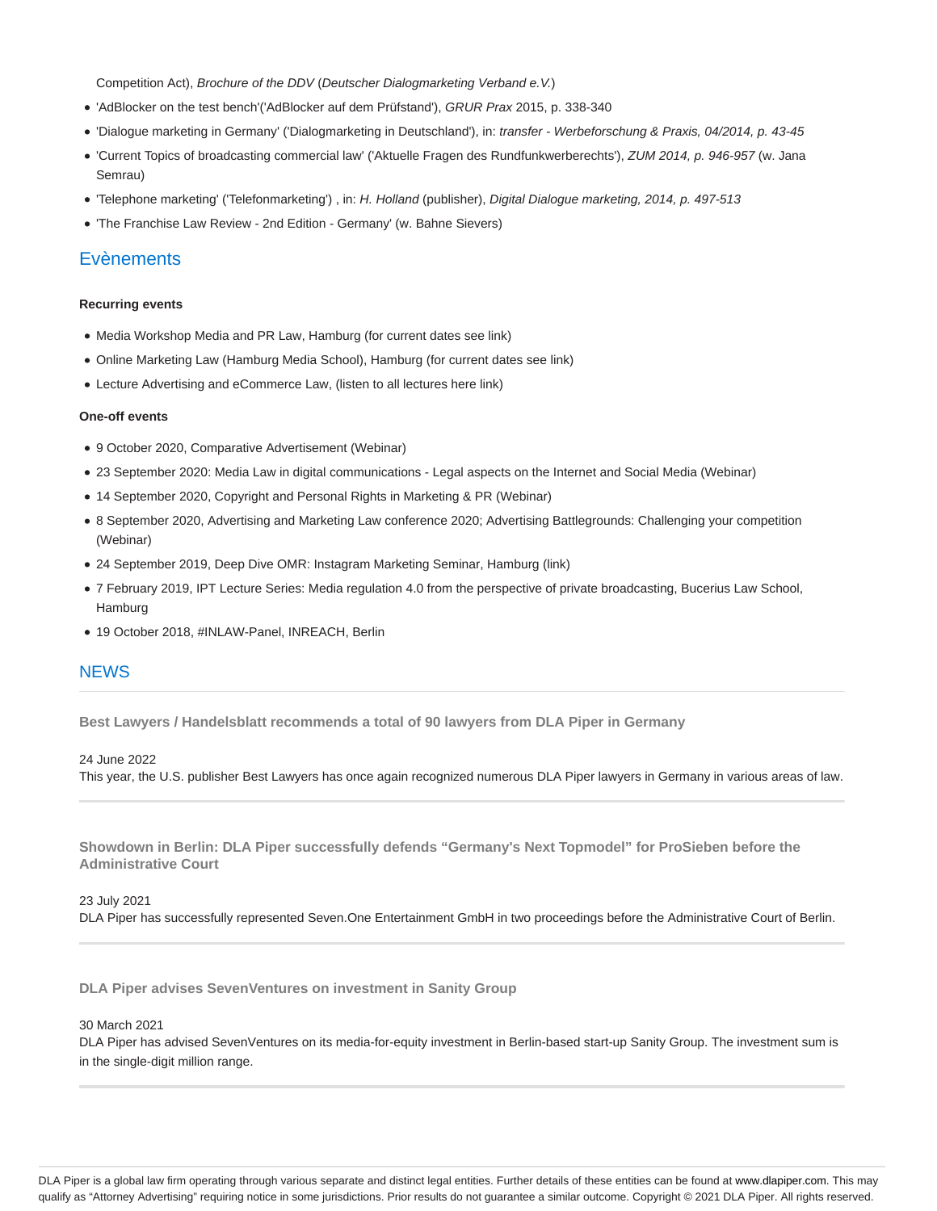Competition Act), *Brochure of the DDV* (*Deutscher Dialogmarketing Verband e.V.*)

- 'AdBlocker on the test bench'('AdBlocker auf dem Prüfstand'), *GRUR Prax* 2015, p. 338-340
- 'Dialogue marketing in Germany' ('Dialogmarketing in Deutschland'), in: *transfer - Werbeforschung & Praxis, 04/2014, p. 43-45*
- 'Current Topics of broadcasting commercial law' ('Aktuelle Fragen des Rundfunkwerberechts'), *ZUM 2014, p. 946-957* (w. Jana Semrau)
- 'Telephone marketing' ('Telefonmarketing') , in: *H. Holland* (publisher), *Digital Dialogue marketing, 2014, p. 497-513*
- 'The Franchise Law Review - 2nd Edition - Germany' (w. Bahne Sievers)

## Evènements

**Recurring events**

- Media Workshop Media and PR Law, Hamburg (for current dates see link)
- Online Marketing Law (Hamburg Media School), Hamburg (for current dates see link)
- Lecture Advertising and eCommerce Law, (listen to all lectures here link)

**One-off events**

- 9 October 2020, Comparative Advertisement (Webinar)
- 23 September 2020: Media Law in digital communications - Legal aspects on the Internet and Social Media (Webinar)
- 14 September 2020, Copyright and Personal Rights in Marketing & PR (Webinar)
- 8 September 2020, Advertising and Marketing Law conference 2020; Advertising Battlegrounds: Challenging your competition (Webinar)
- 24 September 2019, Deep Dive OMR: Instagram Marketing Seminar, Hamburg (link)
- 7 February 2019, IPT Lecture Series: Media regulation 4.0 from the perspective of private broadcasting, Bucerius Law School, Hamburg
- 19 October 2018, #INLAW-Panel, INREACH, Berlin

## NEWS

**Best Lawyers / Handelsblatt recommends a total of 90 lawyers from DLA Piper in Germany**

24 June 2022

This year, the U.S. publisher Best Lawyers has once again recognized numerous DLA Piper lawyers in Germany in various areas of law.

**Showdown in Berlin: DLA Piper successfully defends "Germany's Next Topmodel" for ProSieben before the Administrative Court**

23 July 2021

DLA Piper has successfully represented Seven.One Entertainment GmbH in two proceedings before the Administrative Court of Berlin.

**DLA Piper advises SevenVentures on investment in Sanity Group**

30 March 2021

DLA Piper has advised SevenVentures on its media-for-equity investment in Berlin-based start-up Sanity Group. The investment sum is in the single-digit million range.

DLA Piper is a global law firm operating through various separate and distinct legal entities. Further details of these entities can be found at www.dlapiper.com. This may qualify as "Attorney Advertising" requiring notice in some jurisdictions. Prior results do not guarantee a similar outcome. Copyright © 2021 DLA Piper. All rights reserved.